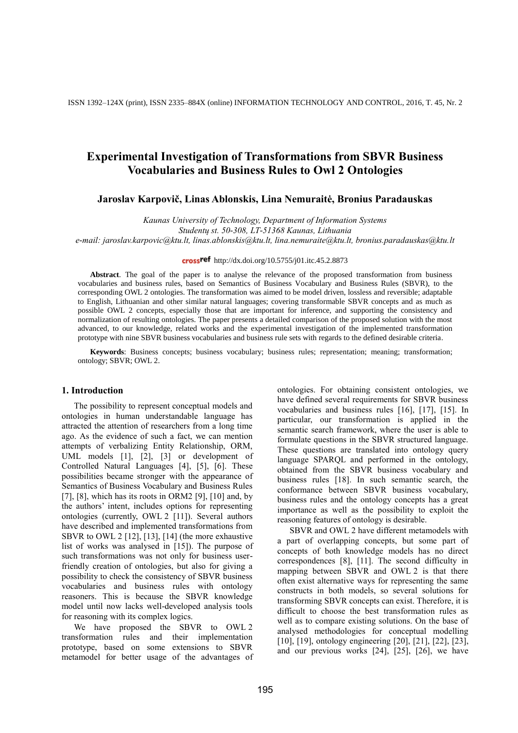# Experimental Investigation of Transformations from SBVR Business Vocabularies and Business Rules to Owl 2 Ontologies

**Jaroslav Karpovič, Linas Ablonskis, Lina Nemuraitė, Bronius Paradauskas**

*Kaunas University of Technology, Department of Information Systems*
*Studentų st. 50-308, LT-51368 Kaunas, Lithuania*
*e-mail: jaroslav.karpovic@ktu.lt, linas.ablonskis@ktu.lt, lina.nemuraite@ktu.lt, bronius.paradauskas@ktu.lt*

http://dx.doi.org/10.5755/j01.itc.45.2.8873

**Abstract**. The goal of the paper is to analyse the relevance of the proposed transformation from business vocabularies and business rules, based on Semantics of Business Vocabulary and Business Rules (SBVR), to the corresponding OWL 2 ontologies. The transformation was aimed to be model driven, lossless and reversible; adaptable to English, Lithuanian and other similar natural languages; covering transformable SBVR concepts and as much as possible OWL 2 concepts, especially those that are important for inference, and supporting the consistency and normalization of resulting ontologies. The paper presents a detailed comparison of the proposed solution with the most advanced, to our knowledge, related works and the experimental investigation of the implemented transformation prototype with nine SBVR business vocabularies and business rule sets with regards to the defined desirable criteria.

**Keywords**: Business concepts; business vocabulary; business rules; representation; meaning; transformation; ontology; SBVR; OWL 2.

## 1. Introduction

The possibility to represent conceptual models and ontologies in human understandable language has attracted the attention of researchers from a long time ago. As the evidence of such a fact, we can mention attempts of verbalizing Entity Relationship, ORM, UML models [1], [2], [3] or development of Controlled Natural Languages [4], [5], [6]. These possibilities became stronger with the appearance of Semantics of Business Vocabulary and Business Rules [7], [8], which has its roots in ORM2 [9], [10] and, by the authors' intent, includes options for representing ontologies (currently, OWL 2 [11]). Several authors have described and implemented transformations from SBVR to OWL 2 [12], [13], [14] (the more exhaustive list of works was analysed in [15]). The purpose of such transformations was not only for business user-friendly creation of ontologies, but also for giving a possibility to check the consistency of SBVR business vocabularies and business rules with ontology reasoners. This is because the SBVR knowledge model until now lacks well-developed analysis tools for reasoning with its complex logics.

We have proposed the SBVR to OWL 2 transformation rules and their implementation prototype, based on some extensions to SBVR metamodel for better usage of the advantages of ontologies. For obtaining consistent ontologies, we have defined several requirements for SBVR business vocabularies and business rules [16], [17], [15]. In particular, our transformation is applied in the semantic search framework, where the user is able to formulate questions in the SBVR structured language. These questions are translated into ontology query language SPARQL and performed in the ontology, obtained from the SBVR business vocabulary and business rules [18]. In such semantic search, the conformance between SBVR business vocabulary, business rules and the ontology concepts has a great importance as well as the possibility to exploit the reasoning features of ontology is desirable.

SBVR and OWL 2 have different metamodels with a part of overlapping concepts, but some part of concepts of both knowledge models has no direct correspondences [8], [11]. The second difficulty in mapping between SBVR and OWL 2 is that there often exist alternative ways for representing the same constructs in both models, so several solutions for transforming SBVR concepts can exist. Therefore, it is difficult to choose the best transformation rules as well as to compare existing solutions. On the base of analysed methodologies for conceptual modelling [10], [19], ontology engineering [20], [21], [22], [23], and our previous works [24], [25], [26], we have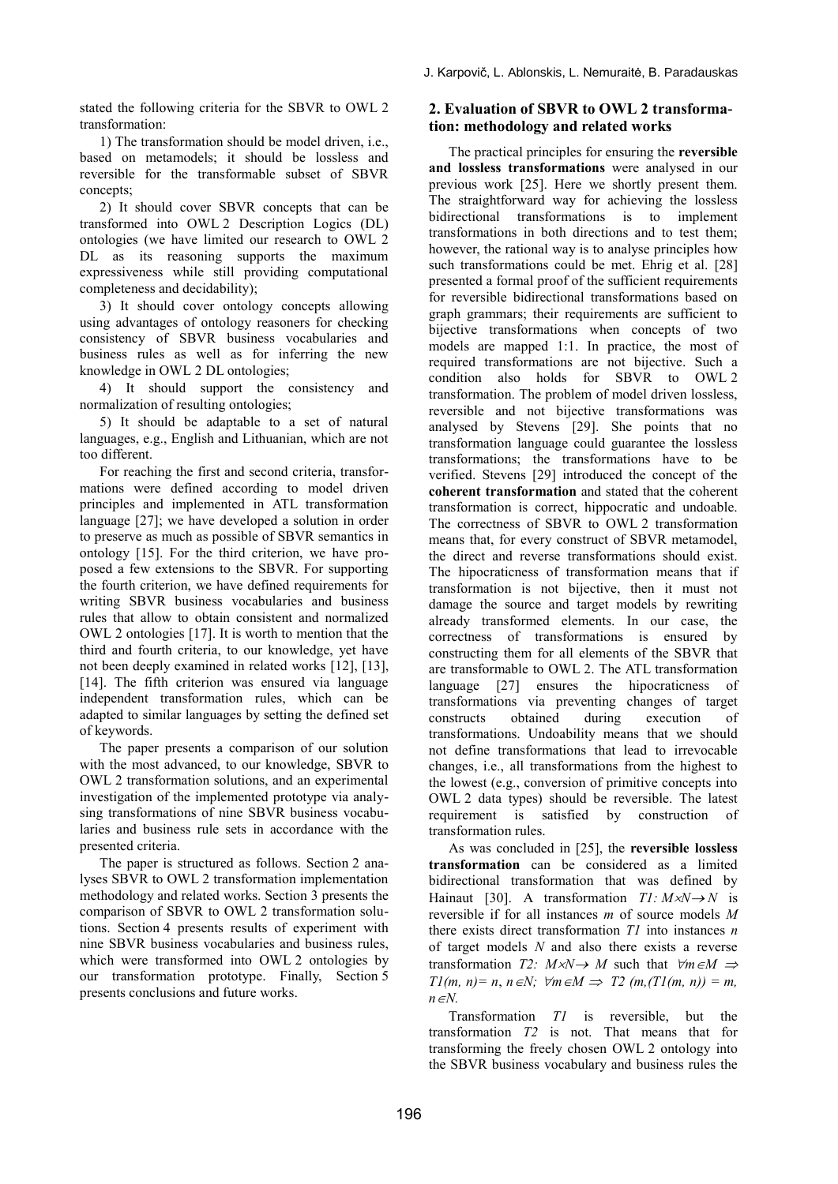stated the following criteria for the SBVR to OWL 2 transformation:

1) The transformation should be model driven, i.e., based on metamodels; it should be lossless and reversible for the transformable subset of SBVR concepts;

2) It should cover SBVR concepts that can be transformed into OWL 2 Description Logics (DL) ontologies (we have limited our research to OWL 2 DL as its reasoning supports the maximum expressiveness while still providing computational completeness and decidability);

3) It should cover ontology concepts allowing using advantages of ontology reasoners for checking consistency of SBVR business vocabularies and business rules as well as for inferring the new knowledge in OWL 2 DL ontologies;

4) It should support the consistency and normalization of resulting ontologies;

5) It should be adaptable to a set of natural languages, e.g., English and Lithuanian, which are not too different.

For reaching the first and second criteria, transformations were defined according to model driven principles and implemented in ATL transformation language [27]; we have developed a solution in order to preserve as much as possible of SBVR semantics in ontology [15]. For the third criterion, we have proposed a few extensions to the SBVR. For supporting the fourth criterion, we have defined requirements for writing SBVR business vocabularies and business rules that allow to obtain consistent and normalized OWL 2 ontologies [17]. It is worth to mention that the third and fourth criteria, to our knowledge, yet have not been deeply examined in related works [12], [13], [14]. The fifth criterion was ensured via language independent transformation rules, which can be adapted to similar languages by setting the defined set of keywords.

The paper presents a comparison of our solution with the most advanced, to our knowledge, SBVR to OWL 2 transformation solutions, and an experimental investigation of the implemented prototype via analysing transformations of nine SBVR business vocabularies and business rule sets in accordance with the presented criteria.

The paper is structured as follows. Section 2 analyses SBVR to OWL 2 transformation implementation methodology and related works. Section 3 presents the comparison of SBVR to OWL 2 transformation solutions. Section 4 presents results of experiment with nine SBVR business vocabularies and business rules, which were transformed into OWL 2 ontologies by our transformation prototype. Finally, Section 5 presents conclusions and future works.

## 2. Evaluation of SBVR to OWL 2 transformation: methodology and related works

The practical principles for ensuring the **reversible and lossless transformations** were analysed in our previous work [25]. Here we shortly present them. The straightforward way for achieving the lossless bidirectional transformations is to implement transformations in both directions and to test them; however, the rational way is to analyse principles how such transformations could be met. Ehrig et al. [28] presented a formal proof of the sufficient requirements for reversible bidirectional transformations based on graph grammars; their requirements are sufficient to bijective transformations when concepts of two models are mapped 1:1. In practice, the most of required transformations are not bijective. Such a condition also holds for SBVR to OWL 2 transformation. The problem of model driven lossless, reversible and not bijective transformations was analysed by Stevens [29]. She points that no transformation language could guarantee the lossless transformations; the transformations have to be verified. Stevens [29] introduced the concept of the **coherent transformation** and stated that the coherent transformation is correct, hippocratic and undoable. The correctness of SBVR to OWL 2 transformation means that, for every construct of SBVR metamodel, the direct and reverse transformations should exist. The hipocraticness of transformation means that if transformation is not bijective, then it must not damage the source and target models by rewriting already transformed elements. In our case, the correctness of transformations is ensured by constructing them for all elements of the SBVR that are transformable to OWL 2. The ATL transformation language [27] ensures the hipocraticness of transformations via preventing changes of target constructs obtained during execution of transformations. Undoability means that we should not define transformations that lead to irrevocable changes, i.e., all transformations from the highest to the lowest (e.g., conversion of primitive concepts into OWL 2 data types) should be reversible. The latest requirement is satisfied by construction of transformation rules.

As was concluded in [25], the **reversible lossless transformation** can be considered as a limited bidirectional transformation that was defined by Hainaut [30]. A transformation $T1: M \times N \rightarrow N$ is reversible if for all instances $m$ of source models $M$ there exists direct transformation $T1$ into instances $n$ of target models $N$ and also there exists a reverse transformation $T2: M \times N \rightarrow M$ such that $\forall m \in M \Rightarrow T1(m, n) = n$, $n \in N$; $\forall m \in M \Rightarrow T2(m, (T1(m, n)) = m$, $n \in N$.

Transformation $T1$ is reversible, but the transformation $T2$ is not. That means that for transforming the freely chosen OWL 2 ontology into the SBVR business vocabulary and business rules the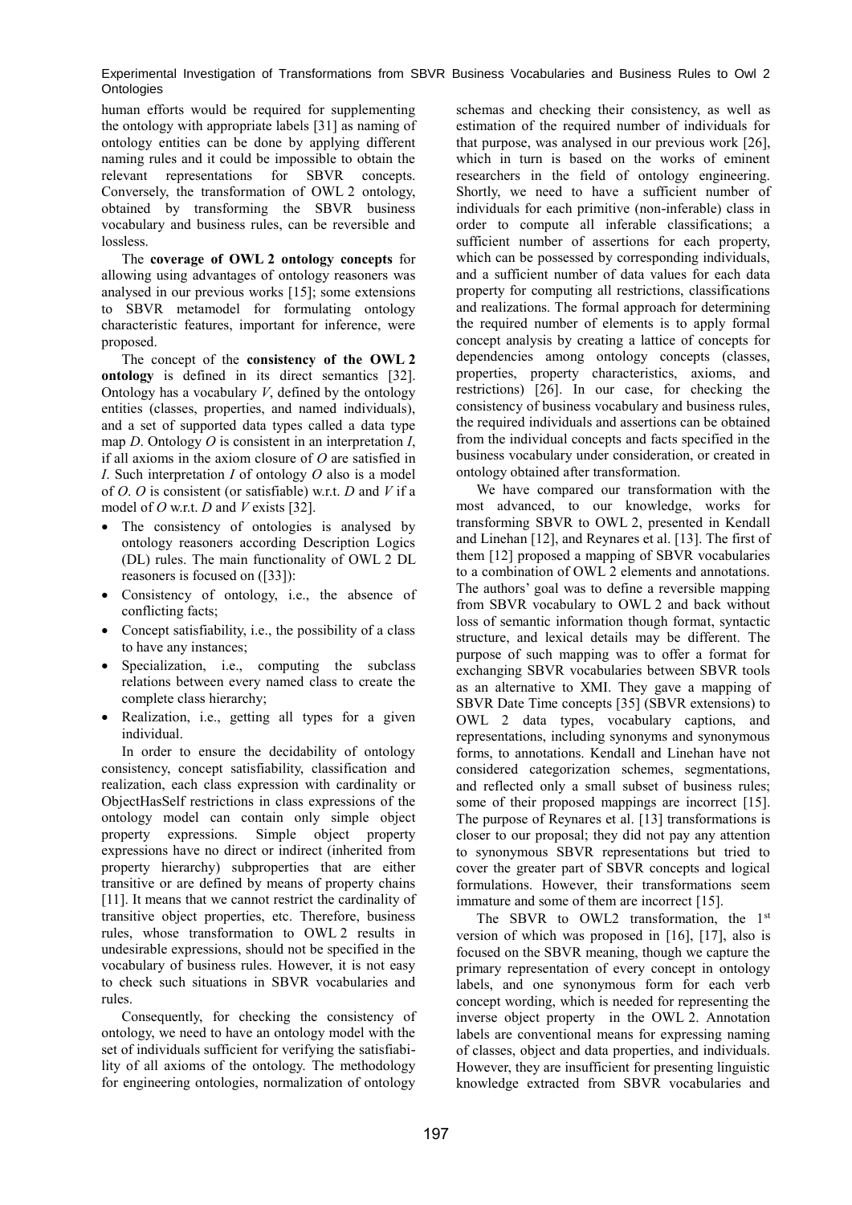human efforts would be required for supplementing the ontology with appropriate labels [31] as naming of ontology entities can be done by applying different naming rules and it could be impossible to obtain the relevant representations for SBVR concepts. Conversely, the transformation of OWL 2 ontology, obtained by transforming the SBVR business vocabulary and business rules, can be reversible and lossless.

The **coverage of OWL 2 ontology concepts** for allowing using advantages of ontology reasoners was analysed in our previous works [15]; some extensions to SBVR metamodel for formulating ontology characteristic features, important for inference, were proposed.

The concept of the **consistency of the OWL 2 ontology** is defined in its direct semantics [32]. Ontology has a vocabulary *V*, defined by the ontology entities (classes, properties, and named individuals), and a set of supported data types called a data type map *D*. Ontology *O* is consistent in an interpretation *I*, if all axioms in the axiom closure of *O* are satisfied in *I*. Such interpretation *I* of ontology *O* also is a model of *O*. *O* is consistent (or satisfiable) w.r.t. *D* and *V* if a model of *O* w.r.t. *D* and *V* exists [32].

- The consistency of ontologies is analysed by ontology reasoners according Description Logics (DL) rules. The main functionality of OWL 2 DL reasoners is focused on ([33]):
- Consistency of ontology, i.e., the absence of conflicting facts;
- Concept satisfiability, i.e., the possibility of a class to have any instances;
- Specialization, i.e., computing the subclass relations between every named class to create the complete class hierarchy;
- Realization, i.e., getting all types for a given individual.

In order to ensure the decidability of ontology consistency, concept satisfiability, classification and realization, each class expression with cardinality or ObjectHasSelf restrictions in class expressions of the ontology model can contain only simple object property expressions. Simple object property expressions have no direct or indirect (inherited from property hierarchy) subproperties that are either transitive or are defined by means of property chains [11]. It means that we cannot restrict the cardinality of transitive object properties, etc. Therefore, business rules, whose transformation to OWL 2 results in undesirable expressions, should not be specified in the vocabulary of business rules. However, it is not easy to check such situations in SBVR vocabularies and rules.

Consequently, for checking the consistency of ontology, we need to have an ontology model with the set of individuals sufficient for verifying the satisfiability of all axioms of the ontology. The methodology for engineering ontologies, normalization of ontology schemas and checking their consistency, as well as estimation of the required number of individuals for that purpose, was analysed in our previous work [26], which in turn is based on the works of eminent researchers in the field of ontology engineering. Shortly, we need to have a sufficient number of individuals for each primitive (non-inferable) class in order to compute all inferable classifications; a sufficient number of assertions for each property, which can be possessed by corresponding individuals, and a sufficient number of data values for each data property for computing all restrictions, classifications and realizations. The formal approach for determining the required number of elements is to apply formal concept analysis by creating a lattice of concepts for dependencies among ontology concepts (classes, properties, property characteristics, axioms, and restrictions) [26]. In our case, for checking the consistency of business vocabulary and business rules, the required individuals and assertions can be obtained from the individual concepts and facts specified in the business vocabulary under consideration, or created in ontology obtained after transformation.

We have compared our transformation with the most advanced, to our knowledge, works for transforming SBVR to OWL 2, presented in Kendall and Linehan [12], and Reynares et al. [13]. The first of them [12] proposed a mapping of SBVR vocabularies to a combination of OWL 2 elements and annotations. The authors' goal was to define a reversible mapping from SBVR vocabulary to OWL 2 and back without loss of semantic information though format, syntactic structure, and lexical details may be different. The purpose of such mapping was to offer a format for exchanging SBVR vocabularies between SBVR tools as an alternative to XMI. They gave a mapping of SBVR Date Time concepts [35] (SBVR extensions) to OWL 2 data types, vocabulary captions, and representations, including synonyms and synonymous forms, to annotations. Kendall and Linehan have not considered categorization schemes, segmentations, and reflected only a small subset of business rules; some of their proposed mappings are incorrect [15]. The purpose of Reynares et al. [13] transformations is closer to our proposal; they did not pay any attention to synonymous SBVR representations but tried to cover the greater part of SBVR concepts and logical formulations. However, their transformations seem immature and some of them are incorrect [15].

The SBVR to OWL2 transformation, the 1st version of which was proposed in [16], [17], also is focused on the SBVR meaning, though we capture the primary representation of every concept in ontology labels, and one synonymous form for each verb concept wording, which is needed for representing the inverse object property in the OWL 2. Annotation labels are conventional means for expressing naming of classes, object and data properties, and individuals. However, they are insufficient for presenting linguistic knowledge extracted from SBVR vocabularies and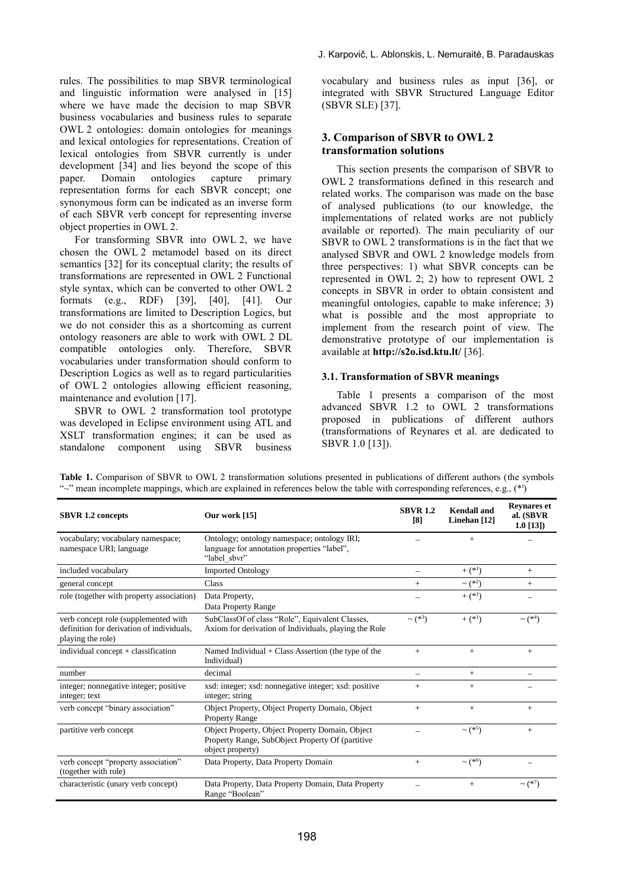rules. The possibilities to map SBVR terminological and linguistic information were analysed in [15] where we have made the decision to map SBVR business vocabularies and business rules to separate OWL 2 ontologies: domain ontologies for meanings and lexical ontologies for representations. Creation of lexical ontologies from SBVR currently is under development [34] and lies beyond the scope of this paper. Domain ontologies capture primary representation forms for each SBVR concept; one synonymous form can be indicated as an inverse form of each SBVR verb concept for representing inverse object properties in OWL 2.

For transforming SBVR into OWL 2, we have chosen the OWL 2 metamodel based on its direct semantics [32] for its conceptual clarity; the results of transformations are represented in OWL 2 Functional style syntax, which can be converted to other OWL 2 formats (e.g., RDF) [39], [40], [41]. Our transformations are limited to Description Logics, but we do not consider this as a shortcoming as current ontology reasoners are able to work with OWL 2 DL compatible ontologies only. Therefore, SBVR vocabularies under transformation should conform to Description Logics as well as to regard particularities of OWL 2 ontologies allowing efficient reasoning, maintenance and evolution [17].

SBVR to OWL 2 transformation tool prototype was developed in Eclipse environment using ATL and XSLT transformation engines; it can be used as standalone component using SBVR business vocabulary and business rules as input [36], or integrated with SBVR Structured Language Editor (SBVR SLE) [37].

## 3. Comparison of SBVR to OWL 2 transformation solutions

This section presents the comparison of SBVR to OWL 2 transformations defined in this research and related works. The comparison was made on the base of analysed publications (to our knowledge, the implementations of related works are not publicly available or reported). The main peculiarity of our SBVR to OWL 2 transformations is in the fact that we analysed SBVR and OWL 2 knowledge models from three perspectives: 1) what SBVR concepts can be represented in OWL 2; 2) how to represent OWL 2 concepts in SBVR in order to obtain consistent and meaningful ontologies, capable to make inference; 3) what is possible and the most appropriate to implement from the research point of view. The demonstrative prototype of our implementation is available at **http://s2o.isd.ktu.lt/** [36].

### 3.1. Transformation of SBVR meanings

Table 1 presents a comparison of the most advanced SBVR 1.2 to OWL 2 transformations proposed in publications of different authors (transformations of Reynares et al. are dedicated to SBVR 1.0 [13]).

**Table 1.** Comparison of SBVR to OWL 2 transformation solutions presented in publications of different authors (the symbols "~" mean incomplete mappings, which are explained in references below the table with corresponding references, e.g., (*1)

| SBVR 1.2 concepts | Our work [15] | SBVR 1.2 [8] | Kendall and Linehan [12] | Reynares et al. (SBVR 1.0 [13]) |
|---|---|---|---|---|
| vocabulary; vocabulary namespace; namespace URI; language | Ontology; ontology namespace; ontology IRI; language for annotation properties "label", "label_sbvr" | – | + | – |
| included vocabulary | Imported Ontology | – | + (*1) | + |
| general concept | Class | + | ~ (*2) | + |
| role (together with property association) | Data Property, Data Property Range | – | + (*1) | – |
| verb concept role (supplemented with definition for derivation of individuals, playing the role) | SubClassOf of class "Role", Equivalent Classes, Axiom for derivation of Individuals, playing the Role | ~ (*3) | + (*1) | ~ (*4) |
| individual concept + classification | Named Individual + Class Assertion (the type of the Individual) | + | + | + |
| number | decimal | – | + | – |
| integer; nonnegative integer; positive integer; text | xsd: integer; xsd: nonnegative integer; xsd: positive integer; string | + | + | – |
| verb concept "binary association" | Object Property, Object Property Domain, Object Property Range | + | + | + |
| partitive verb concept | Object Property, Object Property Domain, Object Property Range, SubObject Property Of (partitive object property) | – | ~ (*5) | + |
| verb concept "property association" (together with role) | Data Property, Data Property Domain | + | ~ (*6) | – |
| characteristic (unary verb concept) | Data Property, Data Property Domain, Data Property Range "Boolean" | – | + | ~ (*7) |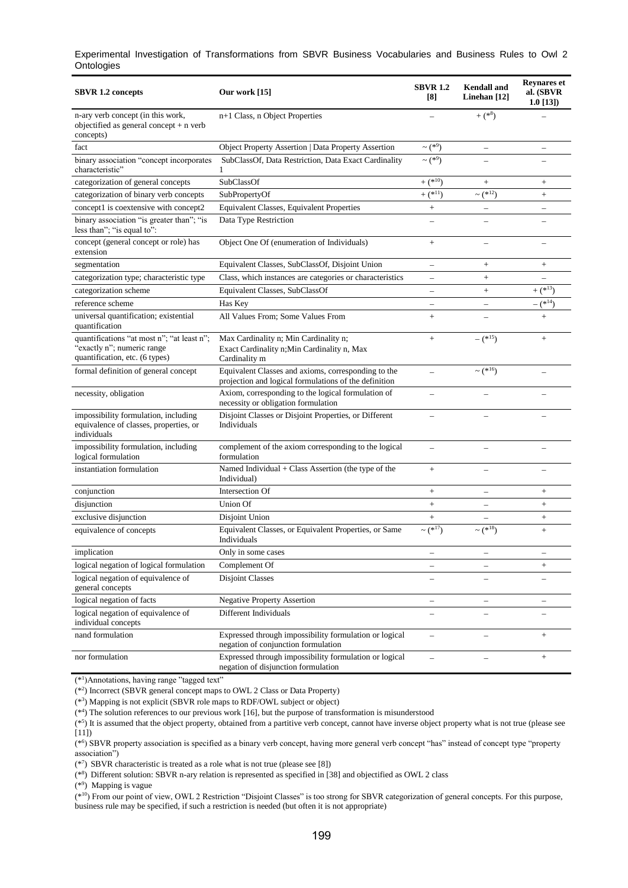| SBVR 1.2 concepts | Our work [15] | SBVR 1.2 [8] | Kendall and Linehan [12] | Reynares et al. (SBVR 1.0 [13]) |
|---|---|---|---|---|
| n-ary verb concept (in this work, objectified as general concept + n verb concepts) | n+1 Class, n Object Properties | – | + (*8) | – |
| fact | Object Property Assertion \| Data Property Assertion | ~ (*9) | – | – |
| binary association "concept incorporates characteristic" | SubClassOf, Data Restriction, Data Exact Cardinality 1 | ~ (*9) | – | – |
| categorization of general concepts | SubClassOf | + (*10) | + | + |
| categorization of binary verb concepts | SubPropertyOf | + (*11) | ~ (*12) | + |
| concept1 is coextensive with concept2 | Equivalent Classes, Equivalent Properties | + | – | – |
| binary association "is greater than"; "is less than"; "is equal to": | Data Type Restriction | – | – | – |
| concept (general concept or role) has extension | Object One Of (enumeration of Individuals) | + | – | – |
| segmentation | Equivalent Classes, SubClassOf, Disjoint Union | – | + | + |
| categorization type; characteristic type | Class, which instances are categories or characteristics | – | + | – |
| categorization scheme | Equivalent Classes, SubClassOf | – | + | + (*13) |
| reference scheme | Has Key | – | – | – (*14) |
| universal quantification; existential quantification | All Values From; Some Values From | + | – | + |
| quantifications "at most n"; "at least n"; "exactly n"; numeric range quantification, etc. (6 types) | Max Cardinality n; Min Cardinality n; Exact Cardinality n;Min Cardinality n, Max Cardinality m | + | – (*15) | + |
| formal definition of general concept | Equivalent Classes and axioms, corresponding to the projection and logical formulations of the definition | – | ~ (*16) | – |
| necessity, obligation | Axiom, corresponding to the logical formulation of necessity or obligation formulation | – | – | – |
| impossibility formulation, including equivalence of classes, properties, or individuals | Disjoint Classes or Disjoint Properties, or Different Individuals | – | – | – |
| impossibility formulation, including logical formulation | complement of the axiom corresponding to the logical formulation | – | – | – |
| instantiation formulation | Named Individual + Class Assertion (the type of the Individual) | + | – | – |
| conjunction | Intersection Of | + | – | + |
| disjunction | Union Of | + | – | + |
| exclusive disjunction | Disjoint Union | + | – | + |
| equivalence of concepts | Equivalent Classes, or Equivalent Properties, or Same Individuals | ~ (*17) | ~ (*18) | + |
| implication | Only in some cases | – | – | – |
| logical negation of logical formulation | Complement Of | – | – | + |
| logical negation of equivalence of general concepts | Disjoint Classes | – | – | – |
| logical negation of facts | Negative Property Assertion | – | – | – |
| logical negation of equivalence of individual concepts | Different Individuals | – | – | – |
| nand formulation | Expressed through impossibility formulation or logical negation of conjunction formulation | – | – | + |
| nor formulation | Expressed through impossibility formulation or logical negation of disjunction formulation | – | – | + |

(*1)Annotations, having range "tagged text"

(*2) Incorrect (SBVR general concept maps to OWL 2 Class or Data Property)

(*3) Mapping is not explicit (SBVR role maps to RDF/OWL subject or object)

(*4) The solution references to our previous work [16], but the purpose of transformation is misunderstood

(*5) It is assumed that the object property, obtained from a partitive verb concept, cannot have inverse object property what is not true (please see [11])

(*6) SBVR property association is specified as a binary verb concept, having more general verb concept "has" instead of concept type "property association")

(*7) SBVR characteristic is treated as a role what is not true (please see [8])

(*8) Different solution: SBVR n-ary relation is represented as specified in [38] and objectified as OWL 2 class

(*9) Mapping is vague

(*10) From our point of view, OWL 2 Restriction "Disjoint Classes" is too strong for SBVR categorization of general concepts. For this purpose, business rule may be specified, if such a restriction is needed (but often it is not appropriate)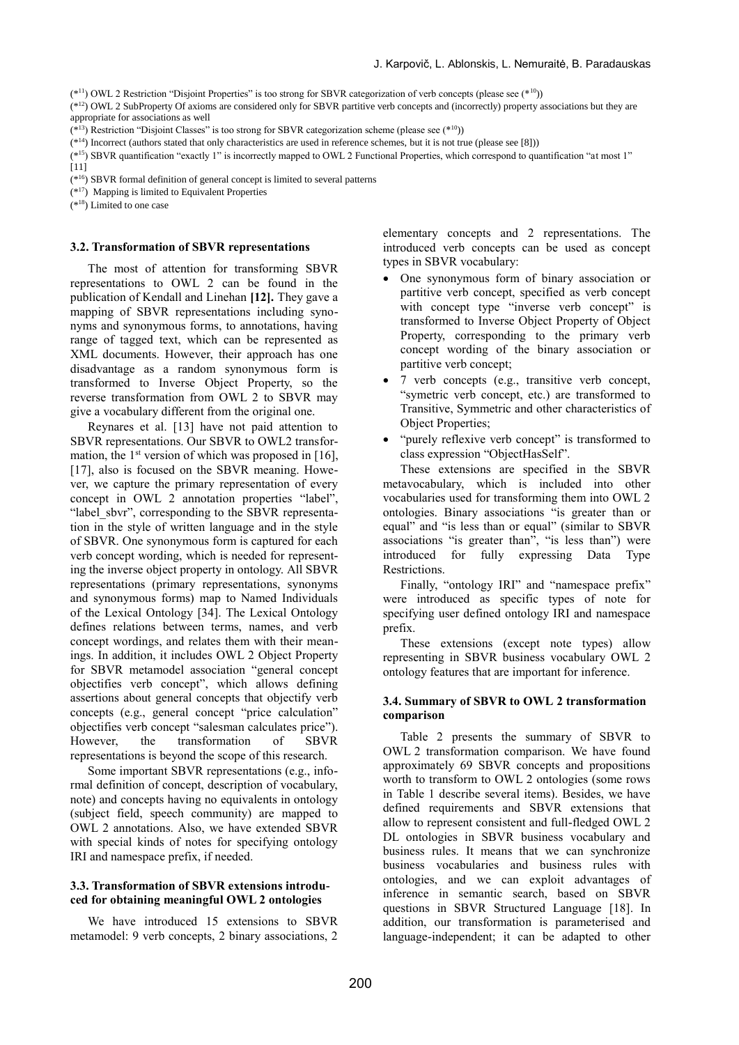(*[11]) OWL 2 Restriction "Disjoint Properties" is too strong for SBVR categorization of verb concepts (please see (*[10]))

(*[12]) OWL 2 SubProperty Of axioms are considered only for SBVR partitive verb concepts and (incorrectly) property associations but they are appropriate for associations as well

(*[13]) Restriction "Disjoint Classes" is too strong for SBVR categorization scheme (please see (*[10]))

(*[14]) Incorrect (authors stated that only characteristics are used in reference schemes, but it is not true (please see [8]))

(*[15]) SBVR quantification "exactly 1" is incorrectly mapped to OWL 2 Functional Properties, which correspond to quantification "at most 1" [11]

(*[16]) SBVR formal definition of general concept is limited to several patterns

(*[17]) Mapping is limited to Equivalent Properties

(*[18]) Limited to one case

### 3.2. Transformation of SBVR representations

The most of attention for transforming SBVR representations to OWL 2 can be found in the publication of Kendall and Linehan **[12].** They gave a mapping of SBVR representations including synonyms and synonymous forms, to annotations, having range of tagged text, which can be represented as XML documents. However, their approach has one disadvantage as a random synonymous form is transformed to Inverse Object Property, so the reverse transformation from OWL 2 to SBVR may give a vocabulary different from the original one.

Reynares et al. [13] have not paid attention to SBVR representations. Our SBVR to OWL2 transformation, the 1st version of which was proposed in [16], [17], also is focused on the SBVR meaning. However, we capture the primary representation of every concept in OWL 2 annotation properties "label", "label_sbvr", corresponding to the SBVR representation in the style of written language and in the style of SBVR. One synonymous form is captured for each verb concept wording, which is needed for representing the inverse object property in ontology. All SBVR representations (primary representations, synonyms and synonymous forms) map to Named Individuals of the Lexical Ontology [34]. The Lexical Ontology defines relations between terms, names, and verb concept wordings, and relates them with their meanings. In addition, it includes OWL 2 Object Property for SBVR metamodel association "general concept objectifies verb concept", which allows defining assertions about general concepts that objectify verb concepts (e.g., general concept "price calculation" objectifies verb concept "salesman calculates price"). However, the transformation of SBVR representations is beyond the scope of this research.

Some important SBVR representations (e.g., informal definition of concept, description of vocabulary, note) and concepts having no equivalents in ontology (subject field, speech community) are mapped to OWL 2 annotations. Also, we have extended SBVR with special kinds of notes for specifying ontology IRI and namespace prefix, if needed.

### 3.3. Transformation of SBVR extensions introduced for obtaining meaningful OWL 2 ontologies

We have introduced 15 extensions to SBVR metamodel: 9 verb concepts, 2 binary associations, 2 elementary concepts and 2 representations. The introduced verb concepts can be used as concept types in SBVR vocabulary:

- One synonymous form of binary association or partitive verb concept, specified as verb concept with concept type "inverse verb concept" is transformed to Inverse Object Property of Object Property, corresponding to the primary verb concept wording of the binary association or partitive verb concept;
- 7 verb concepts (e.g., transitive verb concept, "symetric verb concept, etc.) are transformed to Transitive, Symmetric and other characteristics of Object Properties;
- "purely reflexive verb concept" is transformed to class expression "ObjectHasSelf".

These extensions are specified in the SBVR metavocabulary, which is included into other vocabularies used for transforming them into OWL 2 ontologies. Binary associations "is greater than or equal" and "is less than or equal" (similar to SBVR associations "is greater than", "is less than") were introduced for fully expressing Data Type Restrictions.

Finally, "ontology IRI" and "namespace prefix" were introduced as specific types of note for specifying user defined ontology IRI and namespace prefix.

These extensions (except note types) allow representing in SBVR business vocabulary OWL 2 ontology features that are important for inference.

### 3.4. Summary of SBVR to OWL 2 transformation comparison

Table 2 presents the summary of SBVR to OWL 2 transformation comparison. We have found approximately 69 SBVR concepts and propositions worth to transform to OWL 2 ontologies (some rows in Table 1 describe several items). Besides, we have defined requirements and SBVR extensions that allow to represent consistent and full-fledged OWL 2 DL ontologies in SBVR business vocabulary and business rules. It means that we can synchronize business vocabularies and business rules with ontologies, and we can exploit advantages of inference in semantic search, based on SBVR questions in SBVR Structured Language [18]. In addition, our transformation is parameterised and language-independent; it can be adapted to other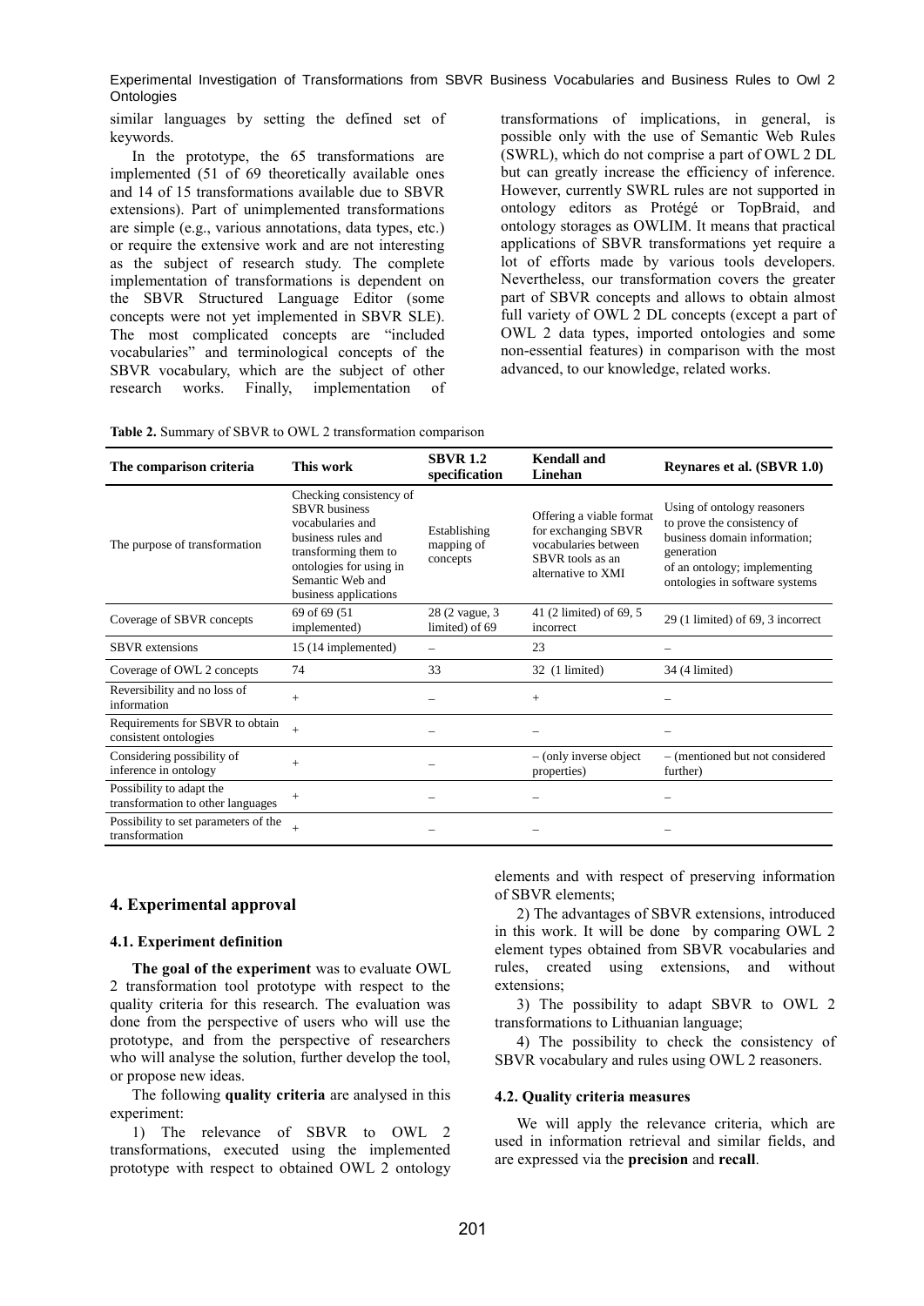similar languages by setting the defined set of keywords.

In the prototype, the 65 transformations are implemented (51 of 69 theoretically available ones and 14 of 15 transformations available due to SBVR extensions). Part of unimplemented transformations are simple (e.g., various annotations, data types, etc.) or require the extensive work and are not interesting as the subject of research study. The complete implementation of transformations is dependent on the SBVR Structured Language Editor (some concepts were not yet implemented in SBVR SLE). The most complicated concepts are "included vocabularies" and terminological concepts of the SBVR vocabulary, which are the subject of other research works. Finally, implementation of transformations of implications, in general, is possible only with the use of Semantic Web Rules (SWRL), which do not comprise a part of OWL 2 DL but can greatly increase the efficiency of inference. However, currently SWRL rules are not supported in ontology editors as Protégé or TopBraid, and ontology storages as OWLIM. It means that practical applications of SBVR transformations yet require a lot of efforts made by various tools developers. Nevertheless, our transformation covers the greater part of SBVR concepts and allows to obtain almost full variety of OWL 2 DL concepts (except a part of OWL 2 data types, imported ontologies and some non-essential features) in comparison with the most advanced, to our knowledge, related works.

**Table 2.** Summary of SBVR to OWL 2 transformation comparison

| The comparison criteria | This work | SBVR 1.2 specification | Kendall and Linehan | Reynares et al. (SBVR 1.0) |
|---|---|---|---|---|
| The purpose of transformation | Checking consistency of SBVR business vocabularies and business rules and transforming them to ontologies for using in Semantic Web and business applications | Establishing mapping of concepts | Offering a viable format for exchanging SBVR vocabularies between SBVR tools as an alternative to XMI | Using of ontology reasoners to prove the consistency of business domain information; generation of an ontology; implementing ontologies in software systems |
| Coverage of SBVR concepts | 69 of 69 (51 implemented) | 28 (2 vague, 3 limited) of 69 | 41 (2 limited) of 69, 5 incorrect | 29 (1 limited) of 69, 3 incorrect |
| SBVR extensions | 15 (14 implemented) | – | 23 | – |
| Coverage of OWL 2 concepts | 74 | 33 | 32 (1 limited) | 34 (4 limited) |
| Reversibility and no loss of information | + | – | + | – |
| Requirements for SBVR to obtain consistent ontologies | + | – | – | – |
| Considering possibility of inference in ontology | + | – | – (only inverse object properties) | – (mentioned but not considered further) |
| Possibility to adapt the transformation to other languages | + | – | – | – |
| Possibility to set parameters of the transformation | + | – | – | – |

## 4. Experimental approval

### 4.1. Experiment definition

**The goal of the experiment** was to evaluate OWL 2 transformation tool prototype with respect to the quality criteria for this research. The evaluation was done from the perspective of users who will use the prototype, and from the perspective of researchers who will analyse the solution, further develop the tool, or propose new ideas.

The following **quality criteria** are analysed in this experiment:

1) The relevance of SBVR to OWL 2 transformations, executed using the implemented prototype with respect to obtained OWL 2 ontology elements and with respect of preserving information of SBVR elements;

2) The advantages of SBVR extensions, introduced in this work. It will be done by comparing OWL 2 element types obtained from SBVR vocabularies and rules, created using extensions, and without extensions;

3) The possibility to adapt SBVR to OWL 2 transformations to Lithuanian language;

4) The possibility to check the consistency of SBVR vocabulary and rules using OWL 2 reasoners.

### 4.2. Quality criteria measures

We will apply the relevance criteria, which are used in information retrieval and similar fields, and are expressed via the **precision** and **recall**.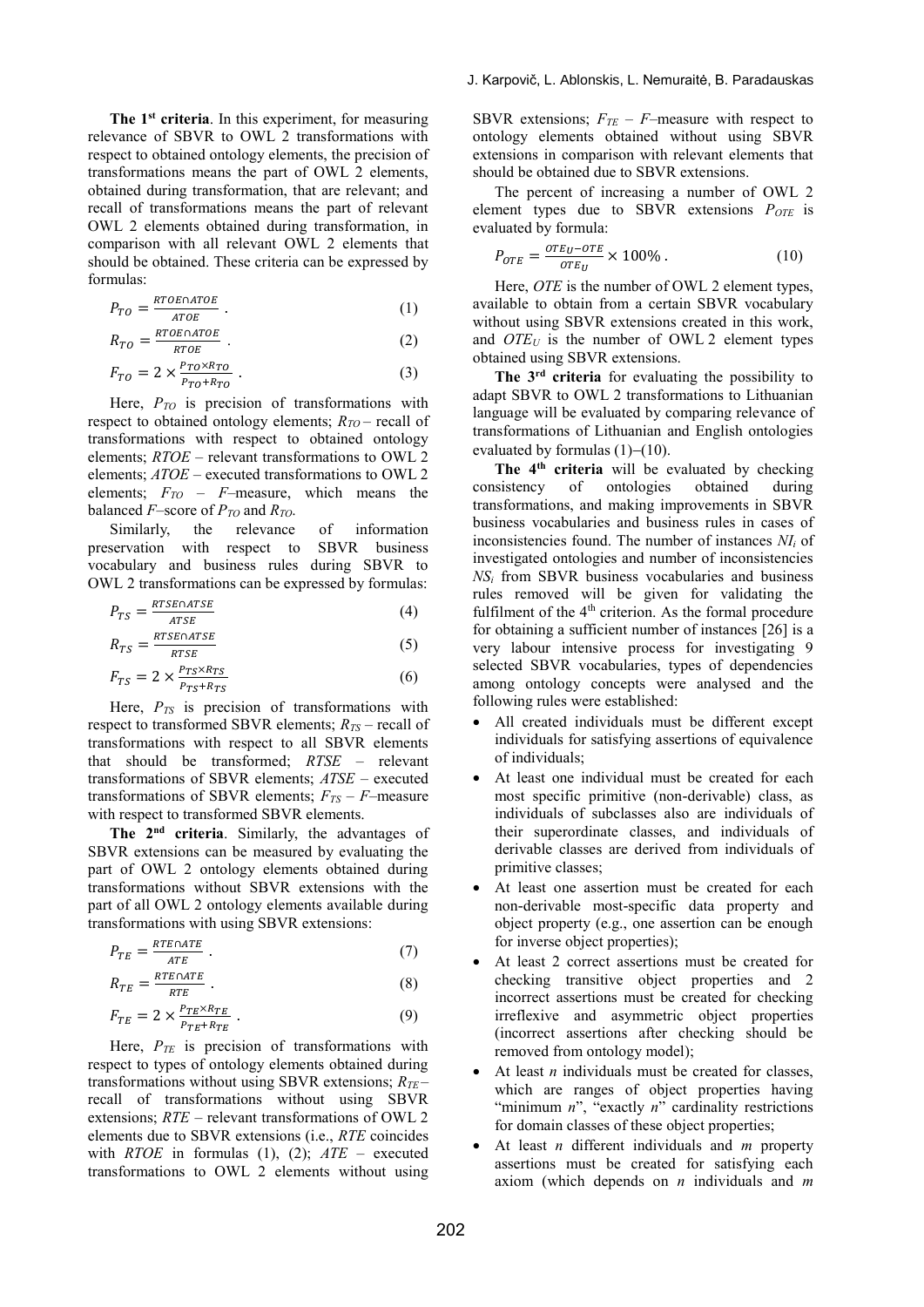**The 1st criteria**. In this experiment, for measuring relevance of SBVR to OWL 2 transformations with respect to obtained ontology elements, the precision of transformations means the part of OWL 2 elements, obtained during transformation, that are relevant; and recall of transformations means the part of relevant OWL 2 elements obtained during transformation, in comparison with all relevant OWL 2 elements that should be obtained. These criteria can be expressed by formulas:

$$P_{TO} = \frac{RTOE \cap ATOE}{ATOE} \,. \tag{1}$$

$$R_{TO} = \frac{RTOE \cap ATOE}{RTOE} \,. \tag{2}$$

$$F_{TO} = 2 \times \frac{P_{TO} \times R_{TO}}{P_{TO} + R_{TO}} \,. \tag{3}$$

Here, $P_{TO}$ is precision of transformations with respect to obtained ontology elements; $R_{TO}$ – recall of transformations with respect to obtained ontology elements; *RTOE* – relevant transformations to OWL 2 elements; *ATOE* – executed transformations to OWL 2 elements; $F_{TO}$ – *F*–measure, which means the balanced *F*–score of $P_{TO}$ and $R_{TO}$.

Similarly, the relevance of information preservation with respect to SBVR business vocabulary and business rules during SBVR to OWL 2 transformations can be expressed by formulas:

$$P_{TS} = \frac{RTSE \cap ATSE}{ATSE} \tag{4}$$

$$R_{TS} = \frac{RTSE \cap ATSE}{RTSE} \tag{5}$$

$$F_{TS} = 2 \times \frac{P_{TS} \times R_{TS}}{P_{TS} + R_{TS}} \tag{6}$$

Here, $P_{TS}$ is precision of transformations with respect to transformed SBVR elements; $R_{TS}$ – recall of transformations with respect to all SBVR elements that should be transformed; *RTSE* – relevant transformations of SBVR elements; *ATSE* – executed transformations of SBVR elements; $F_{TS}$ – *F*–measure with respect to transformed SBVR elements.

**The 2nd criteria**. Similarly, the advantages of SBVR extensions can be measured by evaluating the part of OWL 2 ontology elements obtained during transformations without SBVR extensions with the part of all OWL 2 ontology elements available during transformations with using SBVR extensions:

$$P_{TE} = \frac{RTE \cap ATE}{ATE} \,. \tag{7}$$

$$R_{TE} = \frac{RTE \cap ATE}{RTE} \,. \tag{8}$$

$$F_{TE} = 2 \times \frac{P_{TE} \times R_{TE}}{P_{TE} + R_{TE}} \,. \tag{9}$$

Here, $P_{TE}$ is precision of transformations with respect to types of ontology elements obtained during transformations without using SBVR extensions; $R_{TE}$ – recall of transformations without using SBVR extensions; *RTE* – relevant transformations of OWL 2 elements due to SBVR extensions (i.e., *RTE* coincides with *RTOE* in formulas (1), (2); *ATE* – executed transformations to OWL 2 elements without using SBVR extensions; $F_{TE}$ – *F*–measure with respect to ontology elements obtained without using SBVR extensions in comparison with relevant elements that should be obtained due to SBVR extensions.

The percent of increasing a number of OWL 2 element types due to SBVR extensions $P_{OTE}$ is evaluated by formula:

$$P_{OTE} = \frac{OTE_U - OTE}{OTE_U} \times 100\% \,. \tag{10}$$

Here, *OTE* is the number of OWL 2 element types, available to obtain from a certain SBVR vocabulary without using SBVR extensions created in this work, and $OTE_U$ is the number of OWL 2 element types obtained using SBVR extensions.

**The 3rd criteria** for evaluating the possibility to adapt SBVR to OWL 2 transformations to Lithuanian language will be evaluated by comparing relevance of transformations of Lithuanian and English ontologies evaluated by formulas (1)–(10).

**The 4th criteria** will be evaluated by checking consistency of ontologies obtained during transformations, and making improvements in SBVR business vocabularies and business rules in cases of inconsistencies found. The number of instances $NI_i$ of investigated ontologies and number of inconsistencies $NS_i$ from SBVR business vocabularies and business rules removed will be given for validating the fulfilment of the 4th criterion. As the formal procedure for obtaining a sufficient number of instances [26] is a very labour intensive process for investigating 9 selected SBVR vocabularies, types of dependencies among ontology concepts were analysed and the following rules were established:

- All created individuals must be different except individuals for satisfying assertions of equivalence of individuals;
- At least one individual must be created for each most specific primitive (non-derivable) class, as individuals of subclasses also are individuals of their superordinate classes, and individuals of derivable classes are derived from individuals of primitive classes;
- At least one assertion must be created for each non-derivable most-specific data property and object property (e.g., one assertion can be enough for inverse object properties);
- At least 2 correct assertions must be created for checking transitive object properties and 2 incorrect assertions must be created for checking irreflexive and asymmetric object properties (incorrect assertions after checking should be removed from ontology model);
- At least *n* individuals must be created for classes, which are ranges of object properties having "minimum *n*", "exactly *n*" cardinality restrictions for domain classes of these object properties;
- At least *n* different individuals and *m* property assertions must be created for satisfying each axiom (which depends on *n* individuals and *m*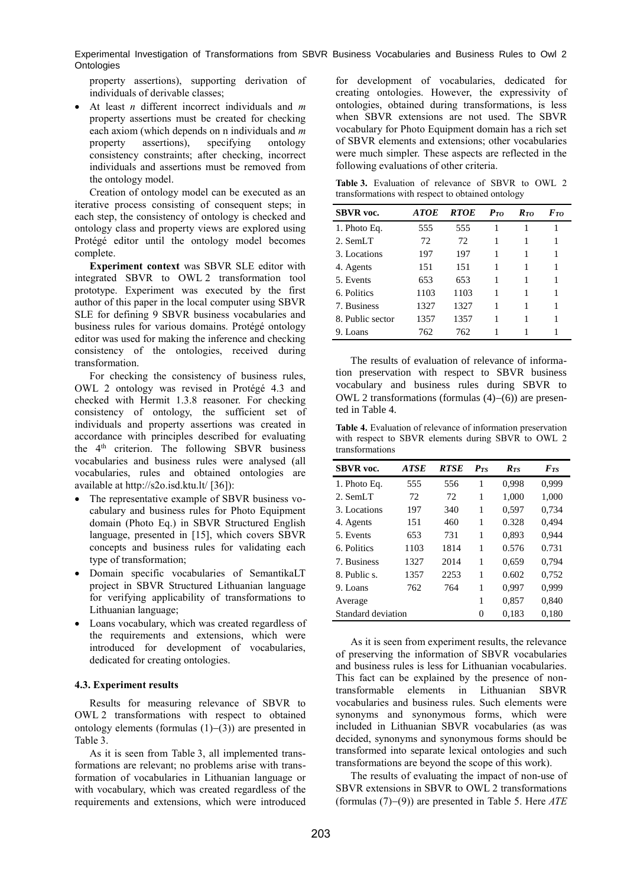property assertions), supporting derivation of individuals of derivable classes;

- At least *n* different incorrect individuals and *m* property assertions must be created for checking each axiom (which depends on n individuals and *m* property assertions), specifying ontology consistency constraints; after checking, incorrect individuals and assertions must be removed from the ontology model.

Creation of ontology model can be executed as an iterative process consisting of consequent steps; in each step, the consistency of ontology is checked and ontology class and property views are explored using Protégé editor until the ontology model becomes complete.

**Experiment context** was SBVR SLE editor with integrated SBVR to OWL 2 transformation tool prototype. Experiment was executed by the first author of this paper in the local computer using SBVR SLE for defining 9 SBVR business vocabularies and business rules for various domains. Protégé ontology editor was used for making the inference and checking consistency of the ontologies, received during transformation.

For checking the consistency of business rules, OWL 2 ontology was revised in Protégé 4.3 and checked with Hermit 1.3.8 reasoner. For checking consistency of ontology, the sufficient set of individuals and property assertions was created in accordance with principles described for evaluating the 4th criterion. The following SBVR business vocabularies and business rules were analysed (all vocabularies, rules and obtained ontologies are available at http://s2o.isd.ktu.lt/ [36]):

- The representative example of SBVR business vocabulary and business rules for Photo Equipment domain (Photo Eq.) in SBVR Structured English language, presented in [15], which covers SBVR concepts and business rules for validating each type of transformation;
- Domain specific vocabularies of SemantikaLT project in SBVR Structured Lithuanian language for verifying applicability of transformations to Lithuanian language;
- Loans vocabulary, which was created regardless of the requirements and extensions, which were introduced for development of vocabularies, dedicated for creating ontologies.

### 4.3. Experiment results

Results for measuring relevance of SBVR to OWL 2 transformations with respect to obtained ontology elements (formulas (1)–(3)) are presented in Table 3.

As it is seen from Table 3, all implemented transformations are relevant; no problems arise with transformation of vocabularies in Lithuanian language or with vocabulary, which was created regardless of the requirements and extensions, which were introduced for development of vocabularies, dedicated for creating ontologies. However, the expressivity of ontologies, obtained during transformations, is less when SBVR extensions are not used. The SBVR vocabulary for Photo Equipment domain has a rich set of SBVR elements and extensions; other vocabularies were much simpler. These aspects are reflected in the following evaluations of other criteria.

**Table 3.** Evaluation of relevance of SBVR to OWL 2 transformations with respect to obtained ontology

| SBVR voc. | *ATOE* | *RTOE* | $P_{TO}$ | $R_{TO}$ | $F_{TO}$ |
|---|---|---|---|---|---|
| 1. Photo Eq. | 555 | 555 | 1 | 1 | 1 |
| 2. SemLT | 72 | 72 | 1 | 1 | 1 |
| 3. Locations | 197 | 197 | 1 | 1 | 1 |
| 4. Agents | 151 | 151 | 1 | 1 | 1 |
| 5. Events | 653 | 653 | 1 | 1 | 1 |
| 6. Politics | 1103 | 1103 | 1 | 1 | 1 |
| 7. Business | 1327 | 1327 | 1 | 1 | 1 |
| 8. Public sector | 1357 | 1357 | 1 | 1 | 1 |
| 9. Loans | 762 | 762 | 1 | 1 | 1 |

The results of evaluation of relevance of information preservation with respect to SBVR business vocabulary and business rules during SBVR to OWL 2 transformations (formulas (4)–(6)) are presented in Table 4.

**Table 4.** Evaluation of relevance of information preservation with respect to SBVR elements during SBVR to OWL 2 transformations

| SBVR voc. | *ATSE* | *RTSE* | $P_{TS}$ | $R_{TS}$ | $F_{TS}$ |
|---|---|---|---|---|---|
| 1. Photo Eq. | 555 | 556 | 1 | 0,998 | 0,999 |
| 2. SemLT | 72 | 72 | 1 | 1,000 | 1,000 |
| 3. Locations | 197 | 340 | 1 | 0,597 | 0,734 |
| 4. Agents | 151 | 460 | 1 | 0.328 | 0,494 |
| 5. Events | 653 | 731 | 1 | 0,893 | 0,944 |
| 6. Politics | 1103 | 1814 | 1 | 0.576 | 0.731 |
| 7. Business | 1327 | 2014 | 1 | 0,659 | 0,794 |
| 8. Public s. | 1357 | 2253 | 1 | 0.602 | 0,752 |
| 9. Loans | 762 | 764 | 1 | 0,997 | 0,999 |
| Average | | | 1 | 0,857 | 0,840 |
| Standard deviation | | | 0 | 0,183 | 0,180 |

As it is seen from experiment results, the relevance of preserving the information of SBVR vocabularies and business rules is less for Lithuanian vocabularies. This fact can be explained by the presence of non-transformable elements in Lithuanian SBVR vocabularies and business rules. Such elements were synonyms and synonymous forms, which were included in Lithuanian SBVR vocabularies (as was decided, synonyms and synonymous forms should be transformed into separate lexical ontologies and such transformations are beyond the scope of this work).

The results of evaluating the impact of non-use of SBVR extensions in SBVR to OWL 2 transformations (formulas (7)–(9)) are presented in Table 5. Here *ATE*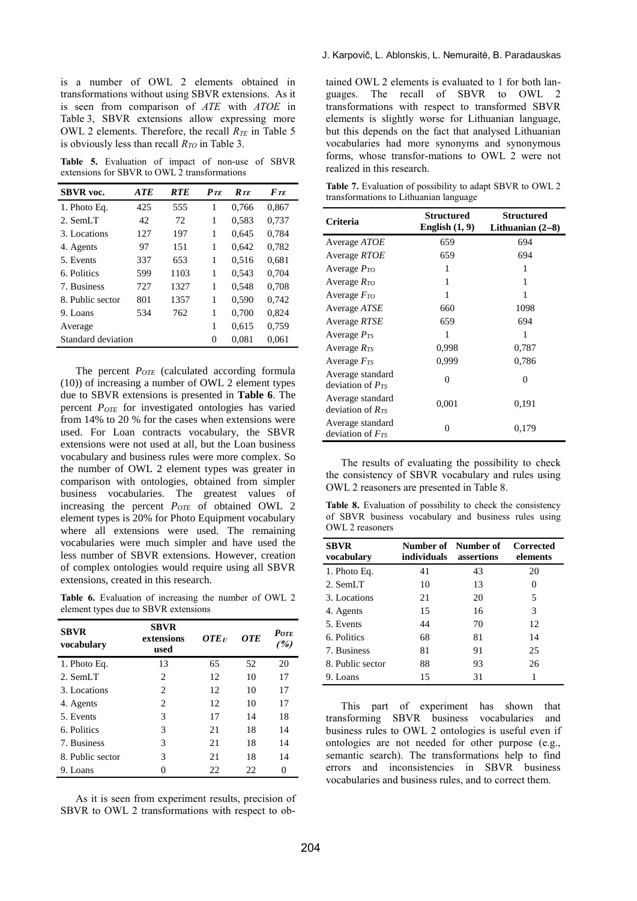is a number of OWL 2 elements obtained in transformations without using SBVR extensions. As it is seen from comparison of *ATE* with *ATOE* in Table 3, SBVR extensions allow expressing more OWL 2 elements. Therefore, the recall $R_{TE}$ in Table 5 is obviously less than recall $R_{TO}$ in Table 3.

**Table 5.** Evaluation of impact of non-use of SBVR extensions for SBVR to OWL 2 transformations

| SBVR voc. | *ATE* | *RTE* | $P_{TE}$ | $R_{TE}$ | $F_{TE}$ |
|---|---|---|---|---|---|
| 1. Photo Eq. | 425 | 555 | 1 | 0,766 | 0,867 |
| 2. SemLT | 42 | 72 | 1 | 0,583 | 0,737 |
| 3. Locations | 127 | 197 | 1 | 0,645 | 0,784 |
| 4. Agents | 97 | 151 | 1 | 0,642 | 0,782 |
| 5. Events | 337 | 653 | 1 | 0,516 | 0,681 |
| 6. Politics | 599 | 1103 | 1 | 0,543 | 0,704 |
| 7. Business | 727 | 1327 | 1 | 0,548 | 0,708 |
| 8. Public sector | 801 | 1357 | 1 | 0,590 | 0,742 |
| 9. Loans | 534 | 762 | 1 | 0,700 | 0,824 |
| Average | | | 1 | 0,615 | 0,759 |
| Standard deviation | | | 0 | 0,081 | 0,061 |

The percent $P_{OTE}$ (calculated according formula (10)) of increasing a number of OWL 2 element types due to SBVR extensions is presented in **Table 6**. The percent $P_{OTE}$ for investigated ontologies has varied from 14% to 20 % for the cases when extensions were used. For Loan contracts vocabulary, the SBVR extensions were not used at all, but the Loan business vocabulary and business rules were more complex. So the number of OWL 2 element types was greater in comparison with ontologies, obtained from simpler business vocabularies. The greatest values of increasing the percent $P_{OTE}$ of obtained OWL 2 element types is 20% for Photo Equipment vocabulary where all extensions were used. The remaining vocabularies were much simpler and have used the less number of SBVR extensions. However, creation of complex ontologies would require using all SBVR extensions, created in this research.

**Table 6.** Evaluation of increasing the number of OWL 2 element types due to SBVR extensions

| SBVR vocabulary | SBVR extensions used | $OTE_U$ | *OTE* | $P_{OTE}$ (%) |
|---|---|---|---|---|
| 1. Photo Eq. | 13 | 65 | 52 | 20 |
| 2. SemLT | 2 | 12 | 10 | 17 |
| 3. Locations | 2 | 12 | 10 | 17 |
| 4. Agents | 2 | 12 | 10 | 17 |
| 5. Events | 3 | 17 | 14 | 18 |
| 6. Politics | 3 | 21 | 18 | 14 |
| 7. Business | 3 | 21 | 18 | 14 |
| 8. Public sector | 3 | 21 | 18 | 14 |
| 9. Loans | 0 | 22 | 22 | 0 |

As it is seen from experiment results, precision of SBVR to OWL 2 transformations with respect to obtained OWL 2 elements is evaluated to 1 for both languages. The recall of SBVR to OWL 2 transformations with respect to transformed SBVR elements is slightly worse for Lithuanian language, but this depends on the fact that analysed Lithuanian vocabularies had more synonyms and synonymous forms, whose transfor-mations to OWL 2 were not realized in this research.

**Table 7.** Evaluation of possibility to adapt SBVR to OWL 2 transformations to Lithuanian language

| Criteria | Structured English (1, 9) | Structured Lithuanian (2–8) |
|---|---|---|
| Average *ATOE* | 659 | 694 |
| Average *RTOE* | 659 | 694 |
| Average $P_{TO}$ | 1 | 1 |
| Average $R_{TO}$ | 1 | 1 |
| Average $F_{TO}$ | 1 | 1 |
| Average *ATSE* | 660 | 1098 |
| Average *RTSE* | 659 | 694 |
| Average $P_{TS}$ | 1 | 1 |
| Average $R_{TS}$ | 0,998 | 0,787 |
| Average $F_{TS}$ | 0,999 | 0,786 |
| Average standard deviation of $P_{TS}$ | 0 | 0 |
| Average standard deviation of $R_{TS}$ | 0,001 | 0,191 |
| Average standard deviation of $F_{TS}$ | 0 | 0,179 |

The results of evaluating the possibility to check the consistency of SBVR vocabulary and rules using OWL 2 reasoners are presented in Table 8.

**Table 8.** Evaluation of possibility to check the consistency of SBVR business vocabulary and business rules using OWL 2 reasoners

| SBVR vocabulary | Number of individuals | Number of assertions | Corrected elements |
|---|---|---|---|
| 1. Photo Eq. | 41 | 43 | 20 |
| 2. SemLT | 10 | 13 | 0 |
| 3. Locations | 21 | 20 | 5 |
| 4. Agents | 15 | 16 | 3 |
| 5. Events | 44 | 70 | 12 |
| 6. Politics | 68 | 81 | 14 |
| 7. Business | 81 | 91 | 25 |
| 8. Public sector | 88 | 93 | 26 |
| 9. Loans | 15 | 31 | 1 |

This part of experiment has shown that transforming SBVR business vocabularies and business rules to OWL 2 ontologies is useful even if ontologies are not needed for other purpose (e.g., semantic search). The transformations help to find errors and inconsistencies in SBVR business vocabularies and business rules, and to correct them.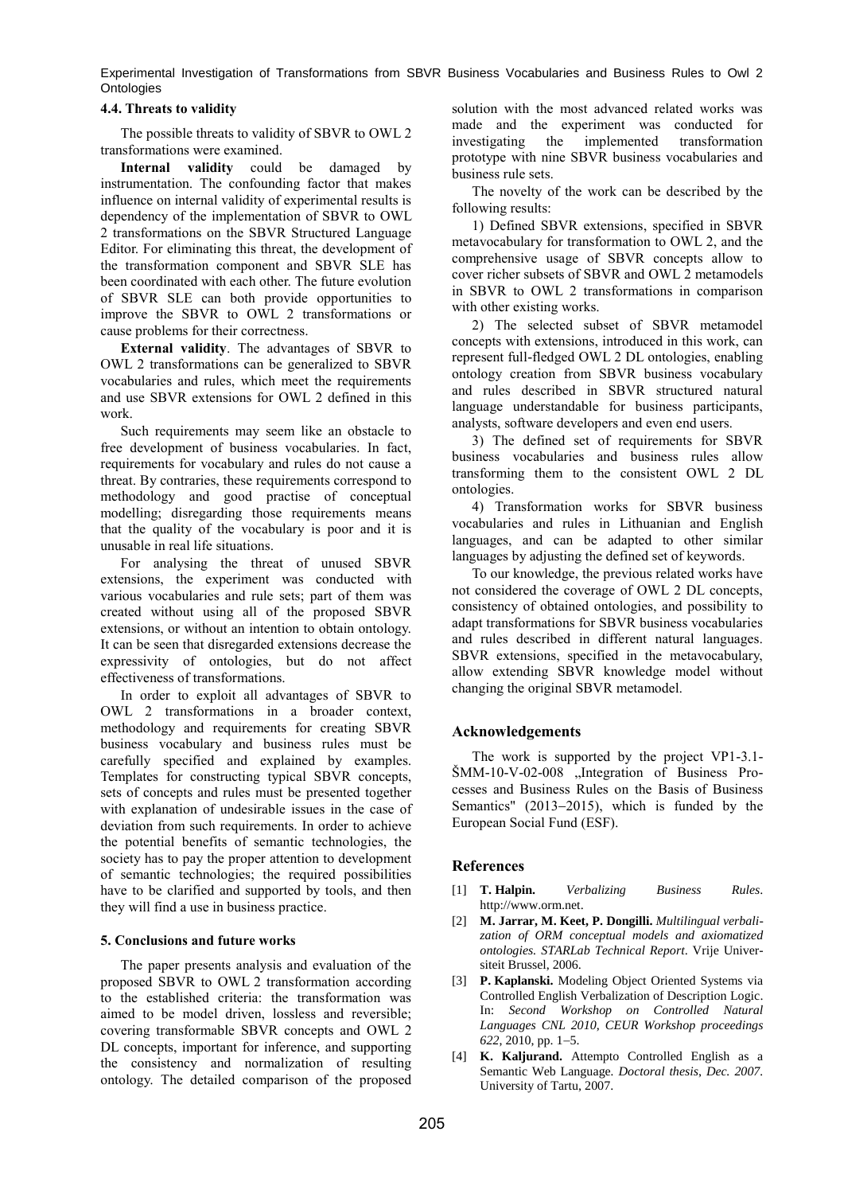### 4.4. Threats to validity

The possible threats to validity of SBVR to OWL 2 transformations were examined.

**Internal validity** could be damaged by instrumentation. The confounding factor that makes influence on internal validity of experimental results is dependency of the implementation of SBVR to OWL 2 transformations on the SBVR Structured Language Editor. For eliminating this threat, the development of the transformation component and SBVR SLE has been coordinated with each other. The future evolution of SBVR SLE can both provide opportunities to improve the SBVR to OWL 2 transformations or cause problems for their correctness.

**External validity**. The advantages of SBVR to OWL 2 transformations can be generalized to SBVR vocabularies and rules, which meet the requirements and use SBVR extensions for OWL 2 defined in this work.

Such requirements may seem like an obstacle to free development of business vocabularies. In fact, requirements for vocabulary and rules do not cause a threat. By contraries, these requirements correspond to methodology and good practise of conceptual modelling; disregarding those requirements means that the quality of the vocabulary is poor and it is unusable in real life situations.

For analysing the threat of unused SBVR extensions, the experiment was conducted with various vocabularies and rule sets; part of them was created without using all of the proposed SBVR extensions, or without an intention to obtain ontology. It can be seen that disregarded extensions decrease the expressivity of ontologies, but do not affect effectiveness of transformations.

In order to exploit all advantages of SBVR to OWL 2 transformations in a broader context, methodology and requirements for creating SBVR business vocabulary and business rules must be carefully specified and explained by examples. Templates for constructing typical SBVR concepts, sets of concepts and rules must be presented together with explanation of undesirable issues in the case of deviation from such requirements. In order to achieve the potential benefits of semantic technologies, the society has to pay the proper attention to development of semantic technologies; the required possibilities have to be clarified and supported by tools, and then they will find a use in business practice.

### 5. Conclusions and future works

The paper presents analysis and evaluation of the proposed SBVR to OWL 2 transformation according to the established criteria: the transformation was aimed to be model driven, lossless and reversible; covering transformable SBVR concepts and OWL 2 DL concepts, important for inference, and supporting the consistency and normalization of resulting ontology. The detailed comparison of the proposed solution with the most advanced related works was made and the experiment was conducted for investigating the implemented transformation prototype with nine SBVR business vocabularies and business rule sets.

The novelty of the work can be described by the following results:

1) Defined SBVR extensions, specified in SBVR metavocabulary for transformation to OWL 2, and the comprehensive usage of SBVR concepts allow to cover richer subsets of SBVR and OWL 2 metamodels in SBVR to OWL 2 transformations in comparison with other existing works.

2) The selected subset of SBVR metamodel concepts with extensions, introduced in this work, can represent full-fledged OWL 2 DL ontologies, enabling ontology creation from SBVR business vocabulary and rules described in SBVR structured natural language understandable for business participants, analysts, software developers and even end users.

3) The defined set of requirements for SBVR business vocabularies and business rules allow transforming them to the consistent OWL 2 DL ontologies.

4) Transformation works for SBVR business vocabularies and rules in Lithuanian and English languages, and can be adapted to other similar languages by adjusting the defined set of keywords.

To our knowledge, the previous related works have not considered the coverage of OWL 2 DL concepts, consistency of obtained ontologies, and possibility to adapt transformations for SBVR business vocabularies and rules described in different natural languages. SBVR extensions, specified in the metavocabulary, allow extending SBVR knowledge model without changing the original SBVR metamodel.

## Acknowledgements

The work is supported by the project VP1-3.1-ŠMM-10-V-02-008 „Integration of Business Processes and Business Rules on the Basis of Business Semantics" (2013–2015), which is funded by the European Social Fund (ESF).

## References

[1] **T. Halpin.** *Verbalizing Business Rules*. http://www.orm.net.

[2] **M. Jarrar, M. Keet, P. Dongilli.** *Multilingual verbalization of ORM conceptual models and axiomatized ontologies. STARLab Technical Report*. Vrije Universiteit Brussel, 2006.

[3] **P. Kaplanski.** Modeling Object Oriented Systems via Controlled English Verbalization of Description Logic. In: *Second Workshop on Controlled Natural Languages CNL 2010, CEUR Workshop proceedings 622*, 2010, pp. 1–5.

[4] **K. Kaljurand.** Attempto Controlled English as a Semantic Web Language. *Doctoral thesis, Dec. 2007.* University of Tartu, 2007.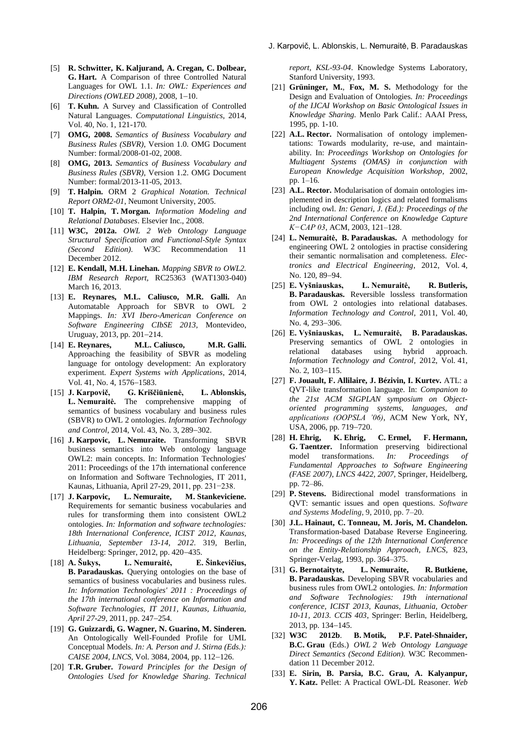[5] **R. Schwitter, K. Kaljurand, A. Cregan, C. Dolbear, G. Hart.** A Comparison of three Controlled Natural Languages for OWL 1.1. *In: OWL: Experiences and Directions (OWLED 2008)*, 2008, 1−10.

[6] **T. Kuhn.** A Survey and Classification of Controlled Natural Languages. *Computational Linguistics*, 2014, Vol. 40, No. 1, 121-170.

[7] **OMG, 2008.** *Semantics of Business Vocabulary and Business Rules (SBVR)*, Version 1.0. OMG Document Number: formal/2008-01-02, 2008.

[8] **OMG, 2013.** *Semantics of Business Vocabulary and Business Rules (SBVR)*, Version 1.2. OMG Document Number: formal/2013-11-05, 2013.

[9] **T. Halpin.** ORM 2 *Graphical Notation. Technical Report ORM2-01*, Neumont University, 2005.

[10] **T. Halpin, T. Morgan.** *Information Modeling and Relational Databases*. Elsevier Inc., 2008.

[11] **W3C, 2012a.** *OWL 2 Web Ontology Language Structural Specification and Functional-Style Syntax (Second Edition)*. W3C Recommendation 11 December 2012.

[12] **E. Kendall, M.H. Linehan.** *Mapping SBVR to OWL2. IBM Research Report*, RC25363 (WAT1303-040) March 16, 2013.

[13] **E. Reynares, M.L. Caliusco, M.R. Galli.** An Automatable Approach for SBVR to OWL 2 Mappings. *In: XVI Ibero-American Conference on Software Engineering CIbSE 2013*, Montevideo, Uruguay, 2013, pp. 201−214.

[14] **E. Reynares, M.L. Caliusco, M.R. Galli.** Approaching the feasibility of SBVR as modeling language for ontology development: An exploratory experiment. *Expert Systems with Applications*, 2014, Vol. 41, No. 4, 1576−1583.

[15] **J. Karpovič, G. Kriščiūnienė, L. Ablonskis, L. Nemuraitė.** The comprehensive mapping of semantics of business vocabulary and business rules (SBVR) to OWL 2 ontologies. *Information Technology and Control*, 2014, Vol. 43, No. 3, 289−302.

[16] **J. Karpovic, L. Nemuraite.** Transforming SBVR business semantics into Web ontology language OWL2: main concepts. In: Information Technologies' 2011: Proceedings of the 17th international conference on Information and Software Technologies, IT 2011, Kaunas, Lithuania, April 27-29, 2011, pp. 231−238.

[17] **J. Karpovic, L. Nemuraite, M. Stankeviciene.** Requirements for semantic business vocabularies and rules for transforming them into consistent OWL2 ontologies. *In: Information and software technologies: 18th International Conference, ICIST 2012, Kaunas, Lithuania, September 13-14, 2012.* 319, Berlin, Heidelberg: Springer, 2012, pp. 420−435.

[18] **A. Šukys, L. Nemuraitė, E. Šinkevičius, B. Paradauskas.** Querying ontologies on the base of semantics of business vocabularies and business rules. *In: Information Technologies' 2011 : Proceedings of the 17th international conference on Information and Software Technologies, IT 2011, Kaunas, Lithuania, April 27-29,* 2011, pp. 247−254.

[19] **G. Guizzardi, G. Wagner, N. Guarino, M. Sinderen.** An Ontologically Well-Founded Profile for UML Conceptual Models. *In: A. Person and J. Stirna (Eds.): CAISE 2004, LNCS*, Vol. 3084, 2004, pp. 112−126.

[20] **T.R. Gruber.** *Toward Principles for the Design of Ontologies Used for Knowledge Sharing. Technical report, KSL-93-04*. Knowledge Systems Laboratory, Stanford University, 1993.

[21] **Grüninger, M.**, **Fox, M. S.** Methodology for the Design and Evaluation of Ontologies. *In: Proceedings of the IJCAI Workshop on Basic Ontological Issues in Knowledge Sharing*. Menlo Park Calif.: AAAI Press, 1995, pp. 1-10.

[22] **A.L. Rector.** Normalisation of ontology implementations: Towards modularity, re-use, and maintainability. In: *Proceedings Workshop on Ontologies for Multiagent Systems (OMAS) in conjunction with European Knowledge Acquisition Workshop*, 2002, pp. 1–16.

[23] **A.L. Rector.** Modularisation of domain ontologies implemented in description logics and related formalisms including owl. *In: Genari, J. (Ed.): Proceedings of the 2nd International Conference on Knowledge Capture K−CAP 03*, ACM, 2003, 121–128.

[24] **L. Nemuraitė, B. Paradauskas.** A methodology for engineering OWL 2 ontologies in practise considering their semantic normalisation and completeness. *Electronics and Electrical Engineering*, 2012, Vol. 4, No. 120, 89−94.

[25] **E. Vyšniauskas, L. Nemuraitė, R. Butleris, B. Paradauskas.** Reversible lossless transformation from OWL 2 ontologies into relational databases. *Information Technology and Control*, 2011, Vol. 40, No. 4, 293−306.

[26] **E. Vyšniauskas, L. Nemuraitė, B. Paradauskas.** Preserving semantics of OWL 2 ontologies in relational databases using hybrid approach. *Information Technology and Control*, 2012, Vol. 41, No. 2, 103−115.

[27] **F. Jouault, F. Allilaire, J. Bézivin, I. Kurtev.** ATL: a QVT-like transformation language. In: *Companion to the 21st ACM SIGPLAN symposium on Object-oriented programming systems, languages, and applications (OOPSLA '06)*, ACM New York, NY, USA, 2006, pp. 719−720.

[28] **H. Ehrig, K. Ehrig, C. Ermel, F. Hermann, G. Taentzer.** Information preserving bidirectional model transformations. *In: Proceedings of Fundamental Approaches to Software Engineering (FASE 2007), LNCS 4422, 2007,* Springer, Heidelberg, pp. 72–86.

[29] **P. Stevens.** Bidirectional model transformations in QVT: semantic issues and open questions. *Software and Systems Modeling*, 9, 2010, pp. 7–20.

[30] **J.L. Hainaut, C. Tonneau, M. Joris, M. Chandelon.** Transformation-based Database Reverse Engineering. *In: Proceedings of the 12th International Conference on the Entity-Relationship Approach, LNCS*, 823, Springer-Verlag, 1993, pp. 364–375.

[31] **G. Bernotaityte, L. Nemuraite, R. Butkiene, B. Paradauskas.** Developing SBVR vocabularies and business rules from OWL2 ontologies. *In: Information and Software Technologies: 19th international conference, ICIST 2013, Kaunas, Lithuania, October 10-11, 2013. CCIS 403*, Springer: Berlin, Heidelberg, 2013, pp. 134−145.

[32] **W3C 2012b**. **B. Motik, P.F. Patel-Shnaider, B.C. Grau** (Eds.) *OWL 2 Web Ontology Language Direct Semantics (Second Edition).* W3C Recommendation 11 December 2012.

[33] **E. Sirin, B. Parsia, B.C. Grau, A. Kalyanpur, Y. Katz.** Pellet: A Practical OWL-DL Reasoner. *Web*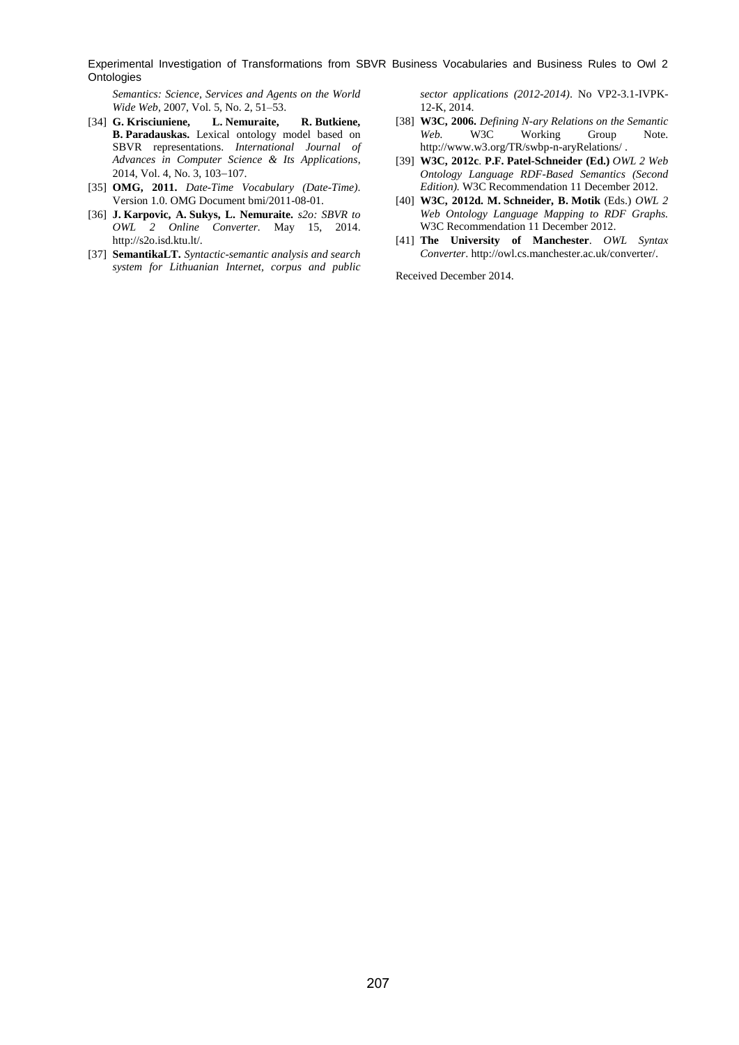*Semantics: Science, Services and Agents on the World Wide Web*, 2007, Vol. 5, No. 2, 51–53.

[34] **G. Krisciuniene, L. Nemuraite, R. Butkiene, B. Paradauskas.** Lexical ontology model based on SBVR representations. *International Journal of Advances in Computer Science & Its Applications*, 2014, Vol. 4, No. 3, 103−107.

[35] **OMG, 2011.** *Date-Time Vocabulary (Date-Time)*. Version 1.0. OMG Document bmi/2011-08-01.

[36] **J. Karpovic, A. Sukys, L. Nemuraite.** *s2o: SBVR to OWL 2 Online Converter.* May 15, 2014. http://s2o.isd.ktu.lt/.

[37] **SemantikaLT.** *Syntactic-semantic analysis and search system for Lithuanian Internet, corpus and public sector applications (2012-2014)*. No VP2-3.1-IVPK-12-K, 2014.

[38] **W3C, 2006.** *Defining N-ary Relations on the Semantic Web.* W3C Working Group Note. http://www.w3.org/TR/swbp-n-aryRelations/ .

[39] **W3C, 2012c**. **P.F. Patel-Schneider (Ed.)** *OWL 2 Web Ontology Language RDF-Based Semantics (Second Edition).* W3C Recommendation 11 December 2012.

[40] **W3C, 2012d. M. Schneider, B. Motik** (Eds.) *OWL 2 Web Ontology Language Mapping to RDF Graphs.* W3C Recommendation 11 December 2012.

[41] **The University of Manchester**. *OWL Syntax Converter*. http://owl.cs.manchester.ac.uk/converter/.

Received December 2014.